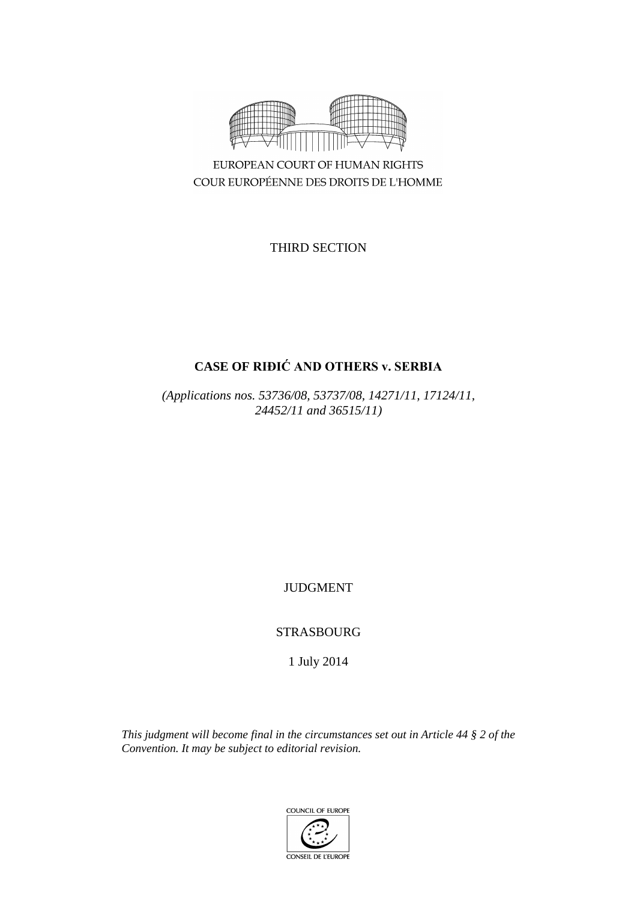EUROPEAN COURT OF HUMAN RIGHTS
COUR EUROPÉENNE DES DROITS DE L'HOMME

THIRD SECTION

# CASE OF RIĐIĆ AND OTHERS v. SERBIA

*(Applications nos. 53736/08, 53737/08, 14271/11, 17124/11, 24452/11 and 36515/11)*

JUDGMENT

STRASBOURG

1 July 2014

*This judgment will become final in the circumstances set out in Article 44 § 2 of the Convention. It may be subject to editorial revision.*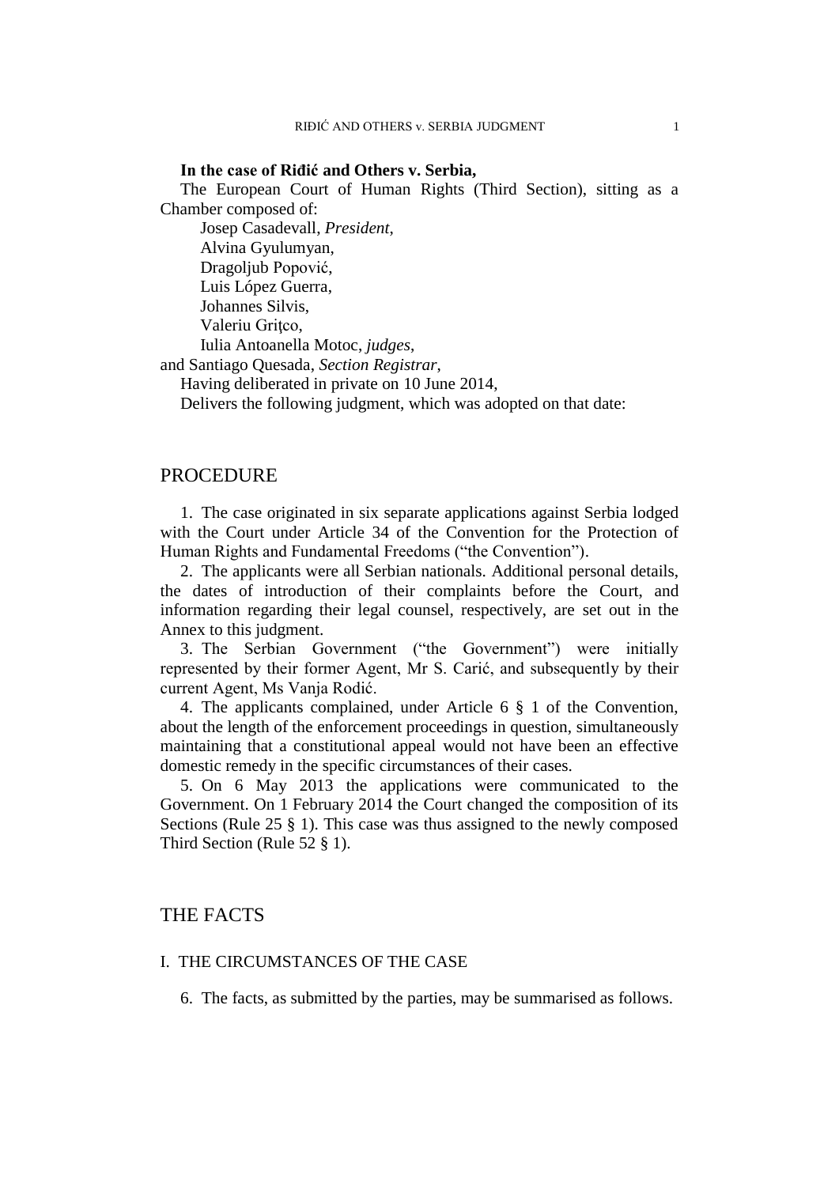**In the case of Riđić and Others v. Serbia,**

The European Court of Human Rights (Third Section), sitting as a Chamber composed of:

Josep Casadevall, *President*,
Alvina Gyulumyan,
Dragoljub Popović,
Luis López Guerra,
Johannes Silvis,
Valeriu Griţco,
Iulia Antoanella Motoc, *judges*,
and Santiago Quesada, *Section Registrar*,

Having deliberated in private on 10 June 2014,

Delivers the following judgment, which was adopted on that date:

# PROCEDURE

1. The case originated in six separate applications against Serbia lodged with the Court under Article 34 of the Convention for the Protection of Human Rights and Fundamental Freedoms ("the Convention").

2. The applicants were all Serbian nationals. Additional personal details, the dates of introduction of their complaints before the Court, and information regarding their legal counsel, respectively, are set out in the Annex to this judgment.

3. The Serbian Government ("the Government") were initially represented by their former Agent, Mr S. Carić, and subsequently by their current Agent, Ms Vanja Rodić.

4. The applicants complained, under Article 6 § 1 of the Convention, about the length of the enforcement proceedings in question, simultaneously maintaining that a constitutional appeal would not have been an effective domestic remedy in the specific circumstances of their cases.

5. On 6 May 2013 the applications were communicated to the Government. On 1 February 2014 the Court changed the composition of its Sections (Rule 25 § 1). This case was thus assigned to the newly composed Third Section (Rule 52 § 1).

# THE FACTS

## I. THE CIRCUMSTANCES OF THE CASE

6. The facts, as submitted by the parties, may be summarised as follows.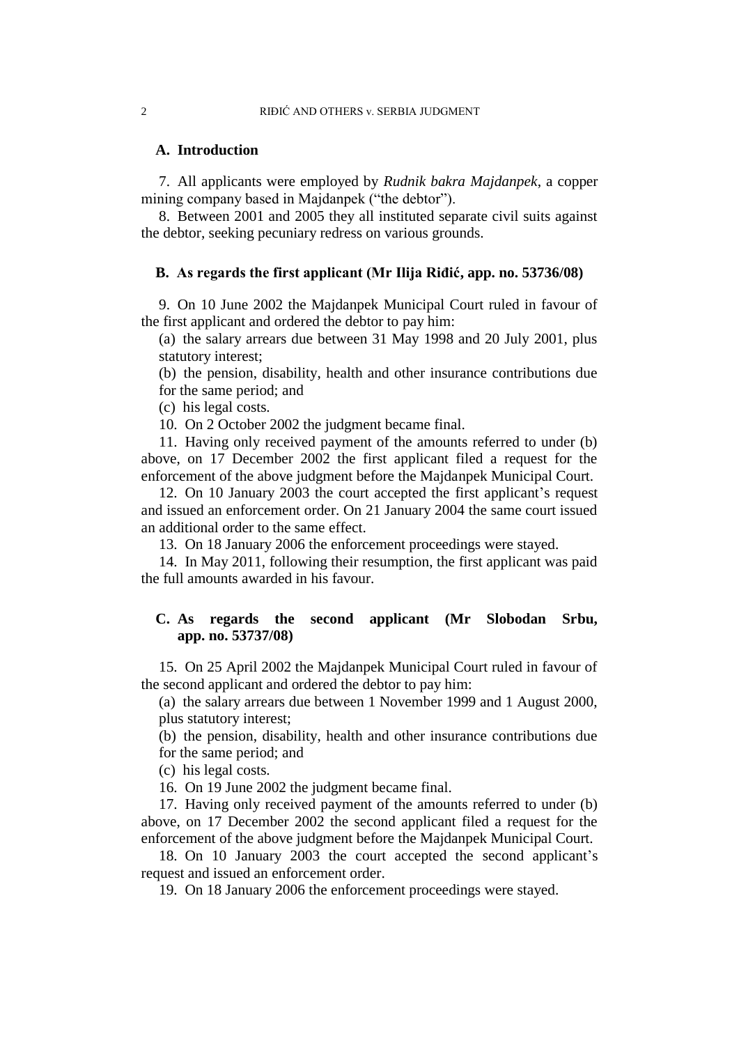### A. Introduction

7. All applicants were employed by *Rudnik bakra Majdanpek*, a copper mining company based in Majdanpek ("the debtor").

8. Between 2001 and 2005 they all instituted separate civil suits against the debtor, seeking pecuniary redress on various grounds.

### B. As regards the first applicant (Mr Ilija Riđić, app. no. 53736/08)

9. On 10 June 2002 the Majdanpek Municipal Court ruled in favour of the first applicant and ordered the debtor to pay him:

(a) the salary arrears due between 31 May 1998 and 20 July 2001, plus statutory interest;

(b) the pension, disability, health and other insurance contributions due for the same period; and

(c) his legal costs.

10. On 2 October 2002 the judgment became final.

11. Having only received payment of the amounts referred to under (b) above, on 17 December 2002 the first applicant filed a request for the enforcement of the above judgment before the Majdanpek Municipal Court.

12. On 10 January 2003 the court accepted the first applicant's request and issued an enforcement order. On 21 January 2004 the same court issued an additional order to the same effect.

13. On 18 January 2006 the enforcement proceedings were stayed.

14. In May 2011, following their resumption, the first applicant was paid the full amounts awarded in his favour.

### C. As regards the second applicant (Mr Slobodan Srbu, app. no. 53737/08)

15. On 25 April 2002 the Majdanpek Municipal Court ruled in favour of the second applicant and ordered the debtor to pay him:

(a) the salary arrears due between 1 November 1999 and 1 August 2000, plus statutory interest;

(b) the pension, disability, health and other insurance contributions due for the same period; and

(c) his legal costs.

16. On 19 June 2002 the judgment became final.

17. Having only received payment of the amounts referred to under (b) above, on 17 December 2002 the second applicant filed a request for the enforcement of the above judgment before the Majdanpek Municipal Court.

18. On 10 January 2003 the court accepted the second applicant's request and issued an enforcement order.

19. On 18 January 2006 the enforcement proceedings were stayed.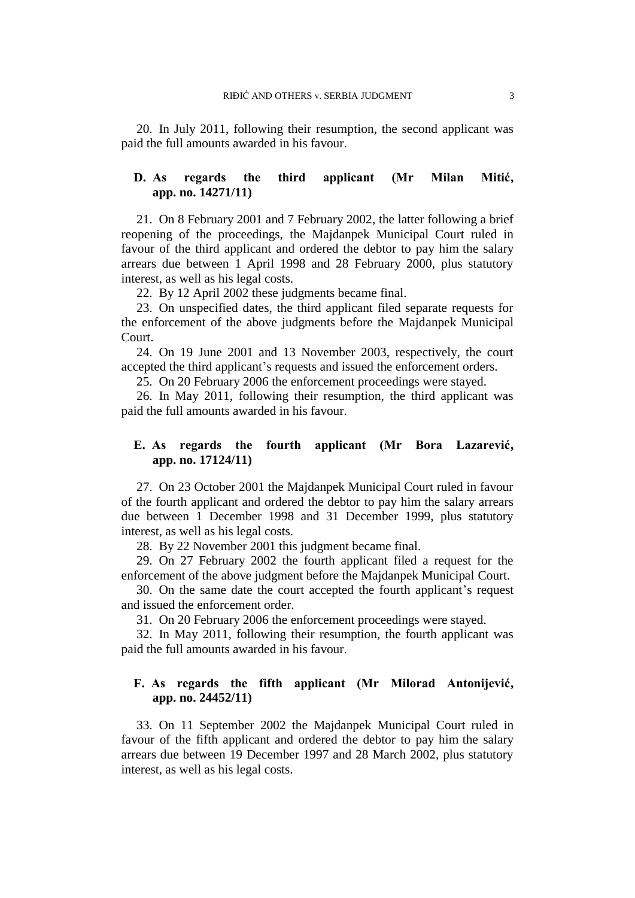20. In July 2011, following their resumption, the second applicant was paid the full amounts awarded in his favour.

### D. As regards the third applicant (Mr Milan Mitić, app. no. 14271/11)

21. On 8 February 2001 and 7 February 2002, the latter following a brief reopening of the proceedings, the Majdanpek Municipal Court ruled in favour of the third applicant and ordered the debtor to pay him the salary arrears due between 1 April 1998 and 28 February 2000, plus statutory interest, as well as his legal costs.

22. By 12 April 2002 these judgments became final.

23. On unspecified dates, the third applicant filed separate requests for the enforcement of the above judgments before the Majdanpek Municipal Court.

24. On 19 June 2001 and 13 November 2003, respectively, the court accepted the third applicant's requests and issued the enforcement orders.

25. On 20 February 2006 the enforcement proceedings were stayed.

26. In May 2011, following their resumption, the third applicant was paid the full amounts awarded in his favour.

### E. As regards the fourth applicant (Mr Bora Lazarević, app. no. 17124/11)

27. On 23 October 2001 the Majdanpek Municipal Court ruled in favour of the fourth applicant and ordered the debtor to pay him the salary arrears due between 1 December 1998 and 31 December 1999, plus statutory interest, as well as his legal costs.

28. By 22 November 2001 this judgment became final.

29. On 27 February 2002 the fourth applicant filed a request for the enforcement of the above judgment before the Majdanpek Municipal Court.

30. On the same date the court accepted the fourth applicant's request and issued the enforcement order.

31. On 20 February 2006 the enforcement proceedings were stayed.

32. In May 2011, following their resumption, the fourth applicant was paid the full amounts awarded in his favour.

### F. As regards the fifth applicant (Mr Milorad Antonijević, app. no. 24452/11)

33. On 11 September 2002 the Majdanpek Municipal Court ruled in favour of the fifth applicant and ordered the debtor to pay him the salary arrears due between 19 December 1997 and 28 March 2002, plus statutory interest, as well as his legal costs.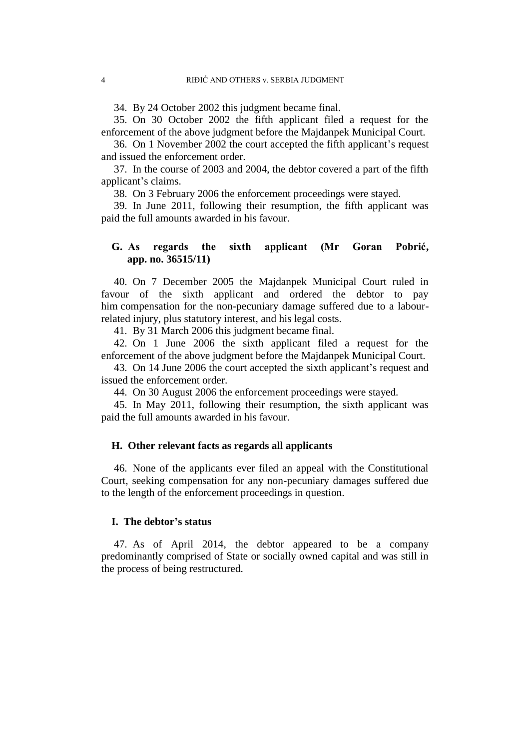34. By 24 October 2002 this judgment became final.

35. On 30 October 2002 the fifth applicant filed a request for the enforcement of the above judgment before the Majdanpek Municipal Court.

36. On 1 November 2002 the court accepted the fifth applicant's request and issued the enforcement order.

37. In the course of 2003 and 2004, the debtor covered a part of the fifth applicant's claims.

38. On 3 February 2006 the enforcement proceedings were stayed.

39. In June 2011, following their resumption, the fifth applicant was paid the full amounts awarded in his favour.

### G. As regards the sixth applicant (Mr Goran Pobrić, app. no. 36515/11)

40. On 7 December 2005 the Majdanpek Municipal Court ruled in favour of the sixth applicant and ordered the debtor to pay him compensation for the non-pecuniary damage suffered due to a labour-related injury, plus statutory interest, and his legal costs.

41. By 31 March 2006 this judgment became final.

42. On 1 June 2006 the sixth applicant filed a request for the enforcement of the above judgment before the Majdanpek Municipal Court.

43. On 14 June 2006 the court accepted the sixth applicant's request and issued the enforcement order.

44. On 30 August 2006 the enforcement proceedings were stayed.

45. In May 2011, following their resumption, the sixth applicant was paid the full amounts awarded in his favour.

### H. Other relevant facts as regards all applicants

46. None of the applicants ever filed an appeal with the Constitutional Court, seeking compensation for any non-pecuniary damages suffered due to the length of the enforcement proceedings in question.

### I. The debtor's status

47. As of April 2014, the debtor appeared to be a company predominantly comprised of State or socially owned capital and was still in the process of being restructured.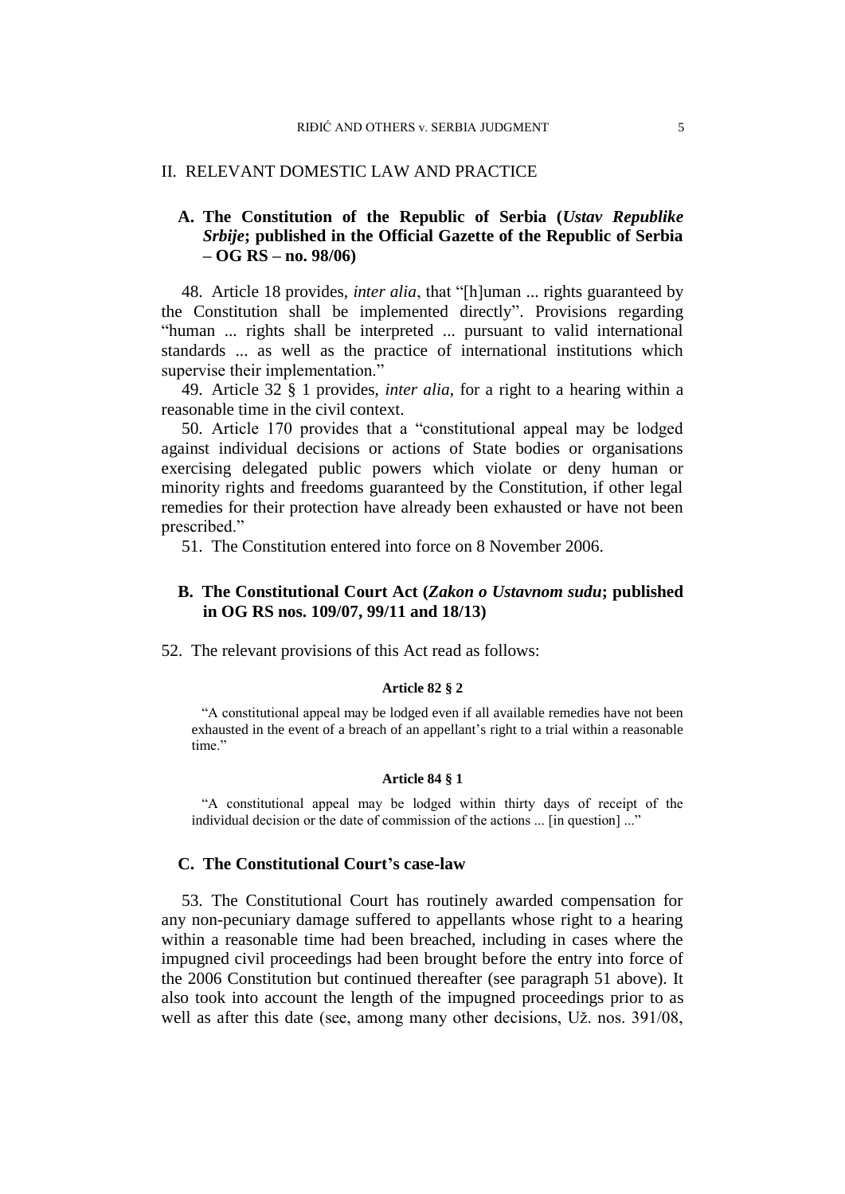## II. RELEVANT DOMESTIC LAW AND PRACTICE

### A. The Constitution of the Republic of Serbia (*Ustav Republike Srbije*; published in the Official Gazette of the Republic of Serbia – OG RS – no. 98/06)

48. Article 18 provides, *inter alia*, that "[h]uman ... rights guaranteed by the Constitution shall be implemented directly". Provisions regarding "human ... rights shall be interpreted ... pursuant to valid international standards ... as well as the practice of international institutions which supervise their implementation."

49. Article 32 § 1 provides, *inter alia*, for a right to a hearing within a reasonable time in the civil context.

50. Article 170 provides that a "constitutional appeal may be lodged against individual decisions or actions of State bodies or organisations exercising delegated public powers which violate or deny human or minority rights and freedoms guaranteed by the Constitution, if other legal remedies for their protection have already been exhausted or have not been prescribed."

51. The Constitution entered into force on 8 November 2006.

### B. The Constitutional Court Act (*Zakon o Ustavnom sudu*; published in OG RS nos. 109/07, 99/11 and 18/13)

52. The relevant provisions of this Act read as follows:

**Article 82 § 2**

> "A constitutional appeal may be lodged even if all available remedies have not been exhausted in the event of a breach of an appellant's right to a trial within a reasonable time."

**Article 84 § 1**

> "A constitutional appeal may be lodged within thirty days of receipt of the individual decision or the date of commission of the actions ... [in question] ..."

### C. The Constitutional Court's case-law

53. The Constitutional Court has routinely awarded compensation for any non-pecuniary damage suffered to appellants whose right to a hearing within a reasonable time had been breached, including in cases where the impugned civil proceedings had been brought before the entry into force of the 2006 Constitution but continued thereafter (see paragraph 51 above). It also took into account the length of the impugned proceedings prior to as well as after this date (see, among many other decisions, Už. nos. 391/08,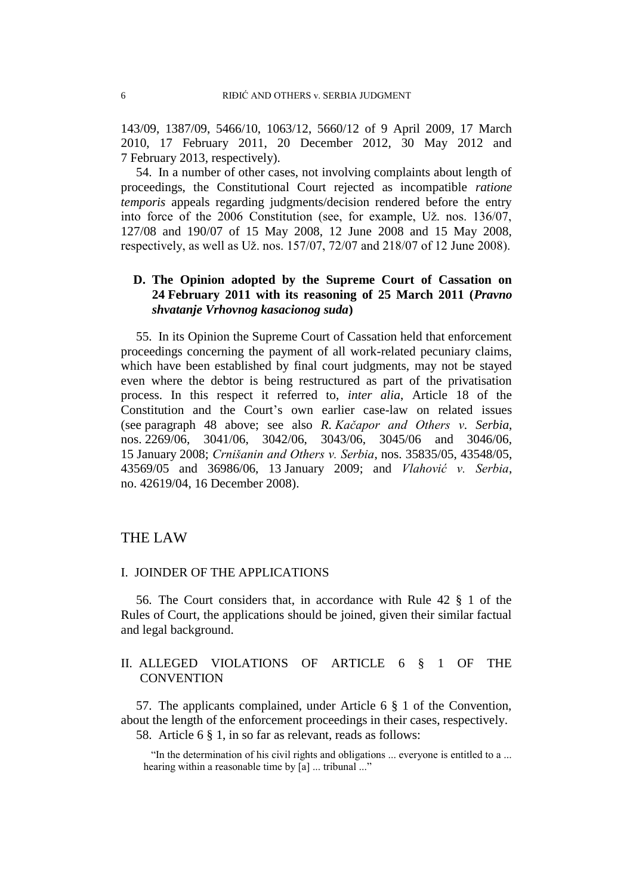143/09, 1387/09, 5466/10, 1063/12, 5660/12 of 9 April 2009, 17 March 2010, 17 February 2011, 20 December 2012, 30 May 2012 and 7 February 2013, respectively).

54. In a number of other cases, not involving complaints about length of proceedings, the Constitutional Court rejected as incompatible *ratione temporis* appeals regarding judgments/decision rendered before the entry into force of the 2006 Constitution (see, for example, Už. nos. 136/07, 127/08 and 190/07 of 15 May 2008, 12 June 2008 and 15 May 2008, respectively, as well as Už. nos. 157/07, 72/07 and 218/07 of 12 June 2008).

### D. The Opinion adopted by the Supreme Court of Cassation on 24 February 2011 with its reasoning of 25 March 2011 (*Pravno shvatanje Vrhovnog kasacionog suda*)

55. In its Opinion the Supreme Court of Cassation held that enforcement proceedings concerning the payment of all work-related pecuniary claims, which have been established by final court judgments, may not be stayed even where the debtor is being restructured as part of the privatisation process. In this respect it referred to, *inter alia*, Article 18 of the Constitution and the Court's own earlier case-law on related issues (see paragraph 48 above; see also *R. Kačapor and Others v. Serbia*, nos. 2269/06, 3041/06, 3042/06, 3043/06, 3045/06 and 3046/06, 15 January 2008; *Crnišanin and Others v. Serbia*, nos. 35835/05, 43548/05, 43569/05 and 36986/06, 13 January 2009; and *Vlahović v. Serbia*, no. 42619/04, 16 December 2008).

# THE LAW

## I. JOINDER OF THE APPLICATIONS

56. The Court considers that, in accordance with Rule 42 § 1 of the Rules of Court, the applications should be joined, given their similar factual and legal background.

## II. ALLEGED VIOLATIONS OF ARTICLE 6 § 1 OF THE CONVENTION

57. The applicants complained, under Article 6 § 1 of the Convention, about the length of the enforcement proceedings in their cases, respectively.

58. Article 6 § 1, in so far as relevant, reads as follows:

> "In the determination of his civil rights and obligations ... everyone is entitled to a ... hearing within a reasonable time by [a] ... tribunal ..."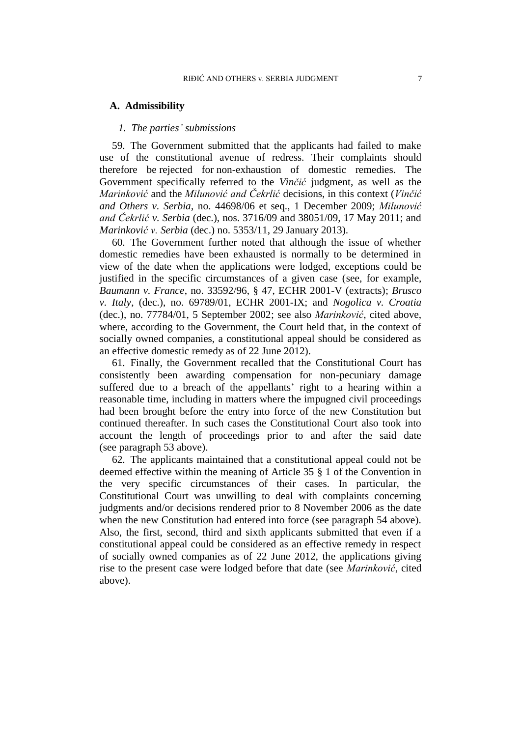## A. Admissibility

### *1. The parties' submissions*

59. The Government submitted that the applicants had failed to make use of the constitutional avenue of redress. Their complaints should therefore be rejected for non-exhaustion of domestic remedies. The Government specifically referred to the *Vinčić* judgment, as well as the *Marinković* and the *Milunović and Čekrlić* decisions, in this context (*Vinčić and Others v. Serbia*, no. 44698/06 et seq., 1 December 2009; *Milunović and Čekrlić v. Serbia* (dec.), nos. 3716/09 and 38051/09, 17 May 2011; and *Marinković v. Serbia* (dec.) no. 5353/11, 29 January 2013).

60. The Government further noted that although the issue of whether domestic remedies have been exhausted is normally to be determined in view of the date when the applications were lodged, exceptions could be justified in the specific circumstances of a given case (see, for example, *Baumann v. France*, no. 33592/96, § 47, ECHR 2001-V (extracts); *Brusco v. Italy*, (dec.), no. 69789/01, ECHR 2001-IX; and *Nogolica v. Croatia* (dec.), no. 77784/01, 5 September 2002; see also *Marinković*, cited above, where, according to the Government, the Court held that, in the context of socially owned companies, a constitutional appeal should be considered as an effective domestic remedy as of 22 June 2012).

61. Finally, the Government recalled that the Constitutional Court has consistently been awarding compensation for non-pecuniary damage suffered due to a breach of the appellants' right to a hearing within a reasonable time, including in matters where the impugned civil proceedings had been brought before the entry into force of the new Constitution but continued thereafter. In such cases the Constitutional Court also took into account the length of proceedings prior to and after the said date (see paragraph 53 above).

62. The applicants maintained that a constitutional appeal could not be deemed effective within the meaning of Article 35 § 1 of the Convention in the very specific circumstances of their cases. In particular, the Constitutional Court was unwilling to deal with complaints concerning judgments and/or decisions rendered prior to 8 November 2006 as the date when the new Constitution had entered into force (see paragraph 54 above). Also, the first, second, third and sixth applicants submitted that even if a constitutional appeal could be considered as an effective remedy in respect of socially owned companies as of 22 June 2012, the applications giving rise to the present case were lodged before that date (see *Marinković*, cited above).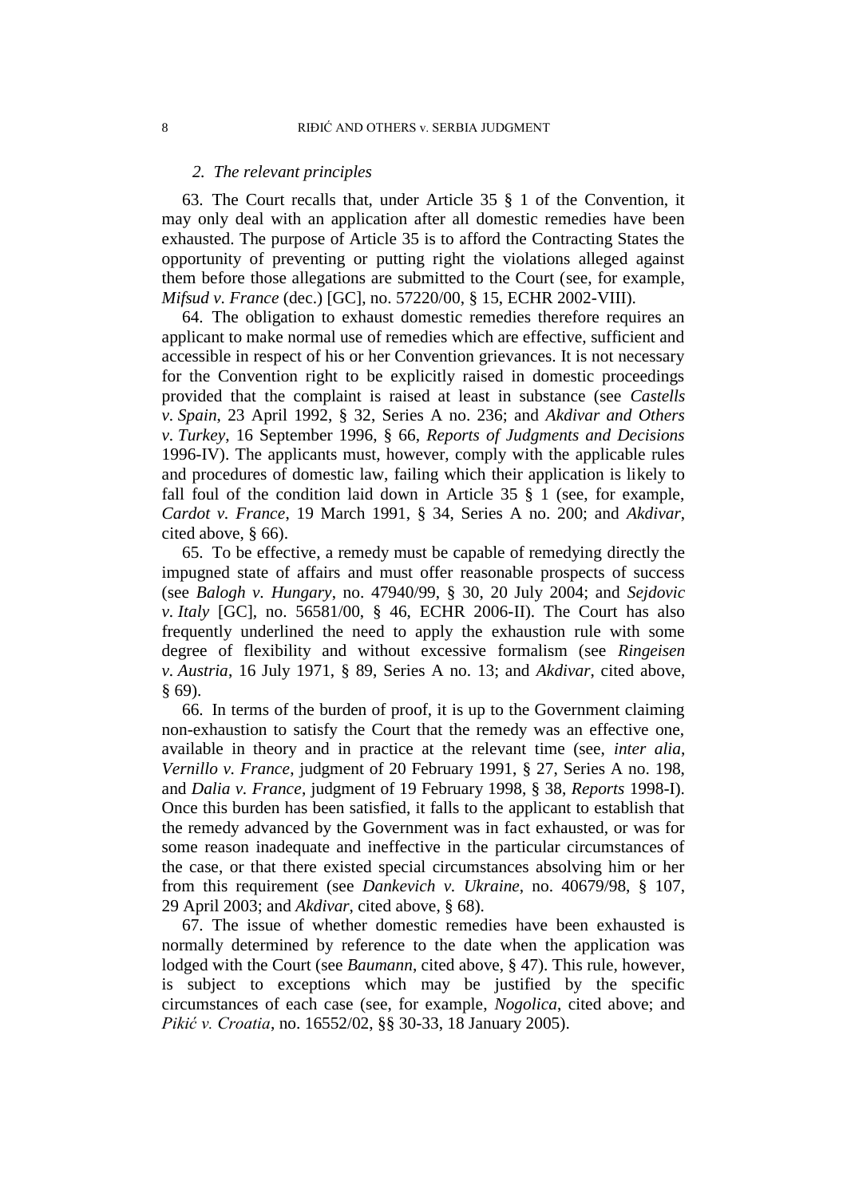### *2. The relevant principles*

63. The Court recalls that, under Article 35 § 1 of the Convention, it may only deal with an application after all domestic remedies have been exhausted. The purpose of Article 35 is to afford the Contracting States the opportunity of preventing or putting right the violations alleged against them before those allegations are submitted to the Court (see, for example, *Mifsud v. France* (dec.) [GC], no. 57220/00, § 15, ECHR 2002-VIII).

64. The obligation to exhaust domestic remedies therefore requires an applicant to make normal use of remedies which are effective, sufficient and accessible in respect of his or her Convention grievances. It is not necessary for the Convention right to be explicitly raised in domestic proceedings provided that the complaint is raised at least in substance (see *Castells v. Spain*, 23 April 1992, § 32, Series A no. 236; and *Akdivar and Others v. Turkey*, 16 September 1996, § 66, *Reports of Judgments and Decisions* 1996-IV). The applicants must, however, comply with the applicable rules and procedures of domestic law, failing which their application is likely to fall foul of the condition laid down in Article 35 § 1 (see, for example, *Cardot v. France*, 19 March 1991, § 34, Series A no. 200; and *Akdivar*, cited above, § 66).

65. To be effective, a remedy must be capable of remedying directly the impugned state of affairs and must offer reasonable prospects of success (see *Balogh v. Hungary*, no. 47940/99, § 30, 20 July 2004; and *Sejdovic v. Italy* [GC], no. 56581/00, § 46, ECHR 2006-II). The Court has also frequently underlined the need to apply the exhaustion rule with some degree of flexibility and without excessive formalism (see *Ringeisen v. Austria*, 16 July 1971, § 89, Series A no. 13; and *Akdivar*, cited above, § 69).

66. In terms of the burden of proof, it is up to the Government claiming non-exhaustion to satisfy the Court that the remedy was an effective one, available in theory and in practice at the relevant time (see, *inter alia*, *Vernillo v. France*, judgment of 20 February 1991, § 27, Series A no. 198, and *Dalia v. France*, judgment of 19 February 1998, § 38, *Reports* 1998-I). Once this burden has been satisfied, it falls to the applicant to establish that the remedy advanced by the Government was in fact exhausted, or was for some reason inadequate and ineffective in the particular circumstances of the case, or that there existed special circumstances absolving him or her from this requirement (see *Dankevich v. Ukraine*, no. 40679/98, § 107, 29 April 2003; and *Akdivar*, cited above, § 68).

67. The issue of whether domestic remedies have been exhausted is normally determined by reference to the date when the application was lodged with the Court (see *Baumann*, cited above, § 47). This rule, however, is subject to exceptions which may be justified by the specific circumstances of each case (see, for example, *Nogolica*, cited above; and *Pikić v. Croatia*, no. 16552/02, §§ 30-33, 18 January 2005).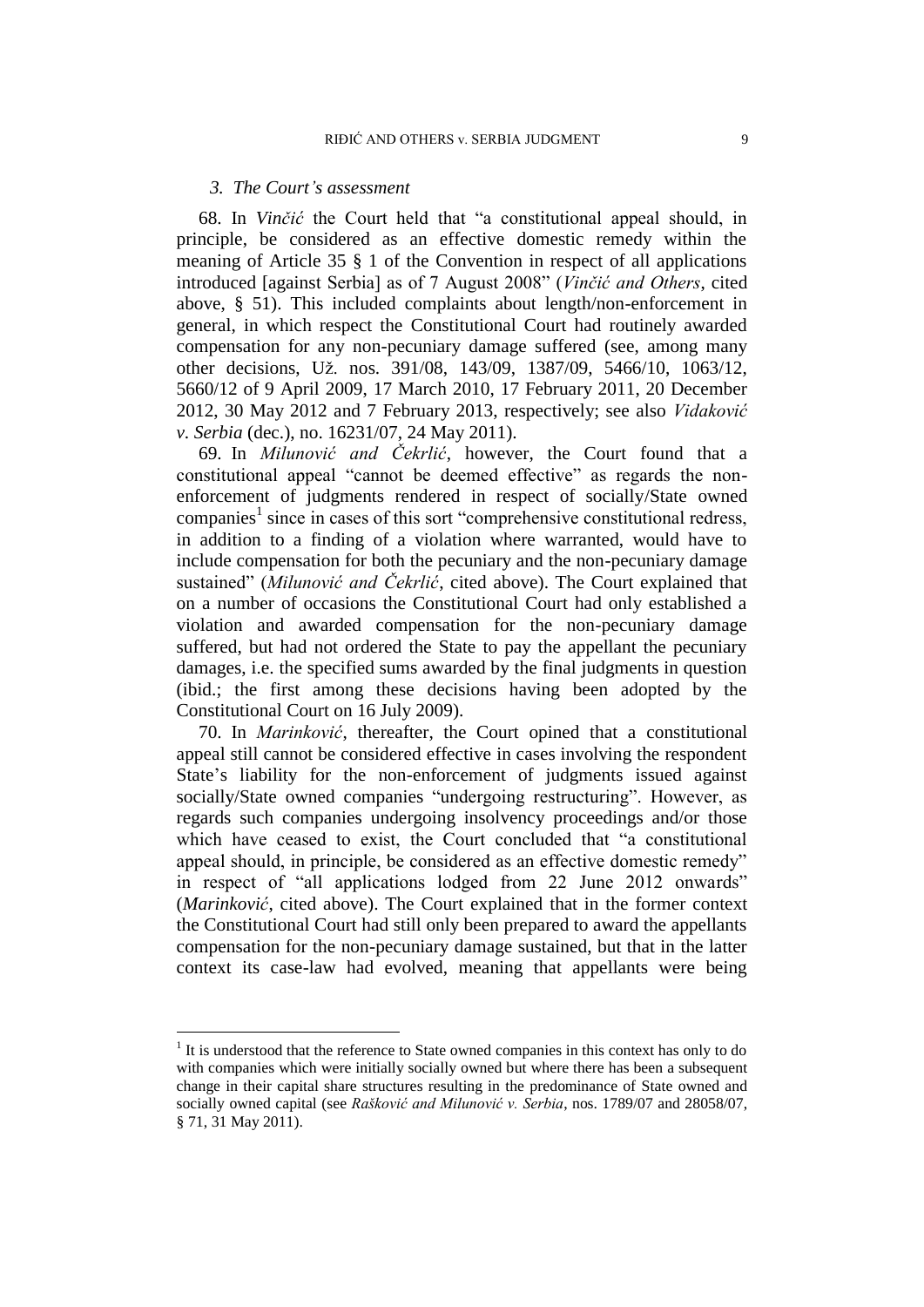### *3. The Court's assessment*

68. In *Vinčić* the Court held that "a constitutional appeal should, in principle, be considered as an effective domestic remedy within the meaning of Article 35 § 1 of the Convention in respect of all applications introduced [against Serbia] as of 7 August 2008" (*Vinčić and Others*, cited above, § 51). This included complaints about length/non-enforcement in general, in which respect the Constitutional Court had routinely awarded compensation for any non-pecuniary damage suffered (see, among many other decisions, Už. nos. 391/08, 143/09, 1387/09, 5466/10, 1063/12, 5660/12 of 9 April 2009, 17 March 2010, 17 February 2011, 20 December 2012, 30 May 2012 and 7 February 2013, respectively; see also *Vidaković v. Serbia* (dec.), no. 16231/07, 24 May 2011).

69. In *Milunović and Čekrlić*, however, the Court found that a constitutional appeal "cannot be deemed effective" as regards the non-enforcement of judgments rendered in respect of socially/State owned companies[1] since in cases of this sort "comprehensive constitutional redress, in addition to a finding of a violation where warranted, would have to include compensation for both the pecuniary and the non-pecuniary damage sustained" (*Milunović and Čekrlić*, cited above). The Court explained that on a number of occasions the Constitutional Court had only established a violation and awarded compensation for the non-pecuniary damage suffered, but had not ordered the State to pay the appellant the pecuniary damages, i.e. the specified sums awarded by the final judgments in question (ibid.; the first among these decisions having been adopted by the Constitutional Court on 16 July 2009).

70. In *Marinković*, thereafter, the Court opined that a constitutional appeal still cannot be considered effective in cases involving the respondent State's liability for the non-enforcement of judgments issued against socially/State owned companies "undergoing restructuring". However, as regards such companies undergoing insolvency proceedings and/or those which have ceased to exist, the Court concluded that "a constitutional appeal should, in principle, be considered as an effective domestic remedy" in respect of "all applications lodged from 22 June 2012 onwards" (*Marinković*, cited above). The Court explained that in the former context the Constitutional Court had still only been prepared to award the appellants compensation for the non-pecuniary damage sustained, but that in the latter context its case-law had evolved, meaning that appellants were being

[1] It is understood that the reference to State owned companies in this context has only to do with companies which were initially socially owned but where there has been a subsequent change in their capital share structures resulting in the predominance of State owned and socially owned capital (see *Rašković and Milunović v. Serbia*, nos. 1789/07 and 28058/07, § 71, 31 May 2011).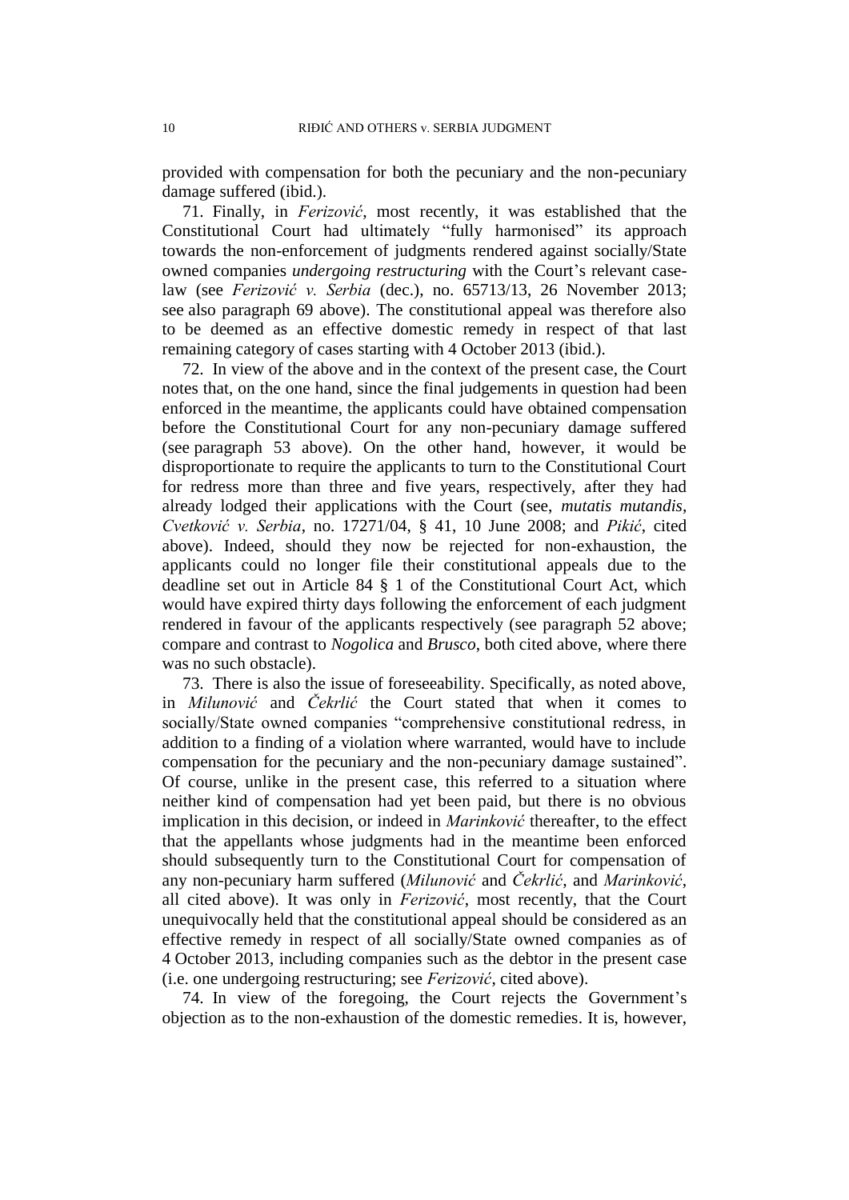provided with compensation for both the pecuniary and the non-pecuniary damage suffered (ibid.).

71. Finally, in *Ferizović*, most recently, it was established that the Constitutional Court had ultimately "fully harmonised" its approach towards the non-enforcement of judgments rendered against socially/State owned companies *undergoing restructuring* with the Court's relevant case-law (see *Ferizović v. Serbia* (dec.), no. 65713/13, 26 November 2013; see also paragraph 69 above). The constitutional appeal was therefore also to be deemed as an effective domestic remedy in respect of that last remaining category of cases starting with 4 October 2013 (ibid.).

72. In view of the above and in the context of the present case, the Court notes that, on the one hand, since the final judgements in question had been enforced in the meantime, the applicants could have obtained compensation before the Constitutional Court for any non-pecuniary damage suffered (see paragraph 53 above). On the other hand, however, it would be disproportionate to require the applicants to turn to the Constitutional Court for redress more than three and five years, respectively, after they had already lodged their applications with the Court (see, *mutatis mutandis*, *Cvetković v. Serbia*, no. 17271/04, § 41, 10 June 2008; and *Pikić*, cited above). Indeed, should they now be rejected for non-exhaustion, the applicants could no longer file their constitutional appeals due to the deadline set out in Article 84 § 1 of the Constitutional Court Act, which would have expired thirty days following the enforcement of each judgment rendered in favour of the applicants respectively (see paragraph 52 above; compare and contrast to *Nogolica* and *Brusco*, both cited above, where there was no such obstacle).

73. There is also the issue of foreseeability. Specifically, as noted above, in *Milunović* and *Čekrlić* the Court stated that when it comes to socially/State owned companies "comprehensive constitutional redress, in addition to a finding of a violation where warranted, would have to include compensation for the pecuniary and the non-pecuniary damage sustained". Of course, unlike in the present case, this referred to a situation where neither kind of compensation had yet been paid, but there is no obvious implication in this decision, or indeed in *Marinković* thereafter, to the effect that the appellants whose judgments had in the meantime been enforced should subsequently turn to the Constitutional Court for compensation of any non-pecuniary harm suffered (*Milunović* and *Čekrlić*, and *Marinković*, all cited above). It was only in *Ferizović*, most recently, that the Court unequivocally held that the constitutional appeal should be considered as an effective remedy in respect of all socially/State owned companies as of 4 October 2013, including companies such as the debtor in the present case (i.e. one undergoing restructuring; see *Ferizović*, cited above).

74. In view of the foregoing, the Court rejects the Government's objection as to the non-exhaustion of the domestic remedies. It is, however,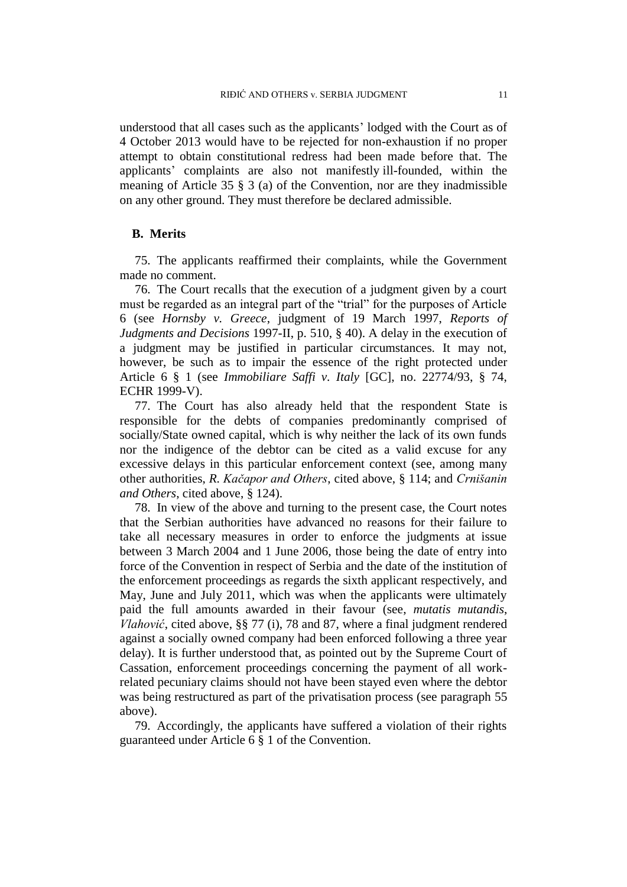understood that all cases such as the applicants' lodged with the Court as of 4 October 2013 would have to be rejected for non-exhaustion if no proper attempt to obtain constitutional redress had been made before that. The applicants' complaints are also not manifestly ill-founded, within the meaning of Article 35 § 3 (a) of the Convention, nor are they inadmissible on any other ground. They must therefore be declared admissible.

### B. Merits

75. The applicants reaffirmed their complaints, while the Government made no comment.

76. The Court recalls that the execution of a judgment given by a court must be regarded as an integral part of the "trial" for the purposes of Article 6 (see *Hornsby v. Greece*, judgment of 19 March 1997, *Reports of Judgments and Decisions* 1997-II, p. 510, § 40). A delay in the execution of a judgment may be justified in particular circumstances. It may not, however, be such as to impair the essence of the right protected under Article 6 § 1 (see *Immobiliare Saffi v. Italy* [GC], no. 22774/93, § 74, ECHR 1999-V).

77. The Court has also already held that the respondent State is responsible for the debts of companies predominantly comprised of socially/State owned capital, which is why neither the lack of its own funds nor the indigence of the debtor can be cited as a valid excuse for any excessive delays in this particular enforcement context (see, among many other authorities, *R. Kačapor and Others*, cited above, § 114; and *Crnišanin and Others*, cited above, § 124).

78. In view of the above and turning to the present case, the Court notes that the Serbian authorities have advanced no reasons for their failure to take all necessary measures in order to enforce the judgments at issue between 3 March 2004 and 1 June 2006, those being the date of entry into force of the Convention in respect of Serbia and the date of the institution of the enforcement proceedings as regards the sixth applicant respectively, and May, June and July 2011, which was when the applicants were ultimately paid the full amounts awarded in their favour (see, *mutatis mutandis*, *Vlahović*, cited above, §§ 77 (i), 78 and 87, where a final judgment rendered against a socially owned company had been enforced following a three year delay). It is further understood that, as pointed out by the Supreme Court of Cassation, enforcement proceedings concerning the payment of all work-related pecuniary claims should not have been stayed even where the debtor was being restructured as part of the privatisation process (see paragraph 55 above).

79. Accordingly, the applicants have suffered a violation of their rights guaranteed under Article 6 § 1 of the Convention.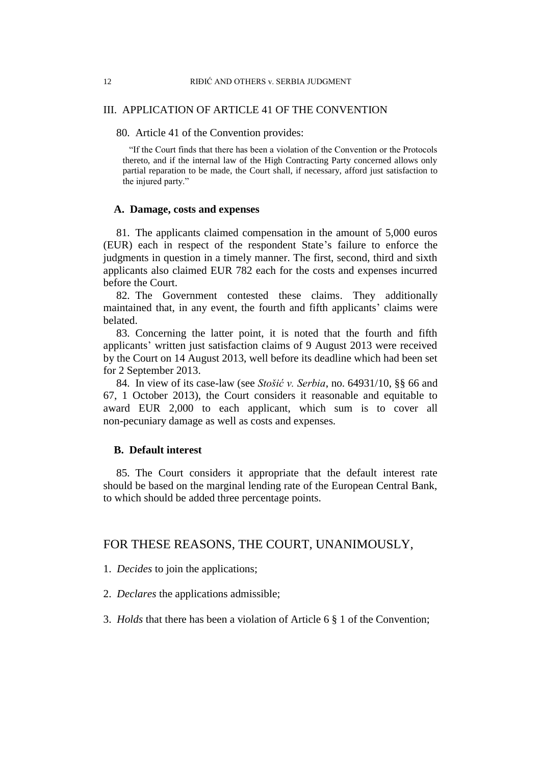## III. APPLICATION OF ARTICLE 41 OF THE CONVENTION

80. Article 41 of the Convention provides:

> "If the Court finds that there has been a violation of the Convention or the Protocols thereto, and if the internal law of the High Contracting Party concerned allows only partial reparation to be made, the Court shall, if necessary, afford just satisfaction to the injured party."

### A. Damage, costs and expenses

81. The applicants claimed compensation in the amount of 5,000 euros (EUR) each in respect of the respondent State's failure to enforce the judgments in question in a timely manner. The first, second, third and sixth applicants also claimed EUR 782 each for the costs and expenses incurred before the Court.

82. The Government contested these claims. They additionally maintained that, in any event, the fourth and fifth applicants' claims were belated.

83. Concerning the latter point, it is noted that the fourth and fifth applicants' written just satisfaction claims of 9 August 2013 were received by the Court on 14 August 2013, well before its deadline which had been set for 2 September 2013.

84. In view of its case-law (see *Stošić v. Serbia*, no. 64931/10, §§ 66 and 67, 1 October 2013), the Court considers it reasonable and equitable to award EUR 2,000 to each applicant, which sum is to cover all non-pecuniary damage as well as costs and expenses.

### B. Default interest

85. The Court considers it appropriate that the default interest rate should be based on the marginal lending rate of the European Central Bank, to which should be added three percentage points.

## FOR THESE REASONS, THE COURT, UNANIMOUSLY,

1. *Decides* to join the applications;

2. *Declares* the applications admissible;

3. *Holds* that there has been a violation of Article 6 § 1 of the Convention;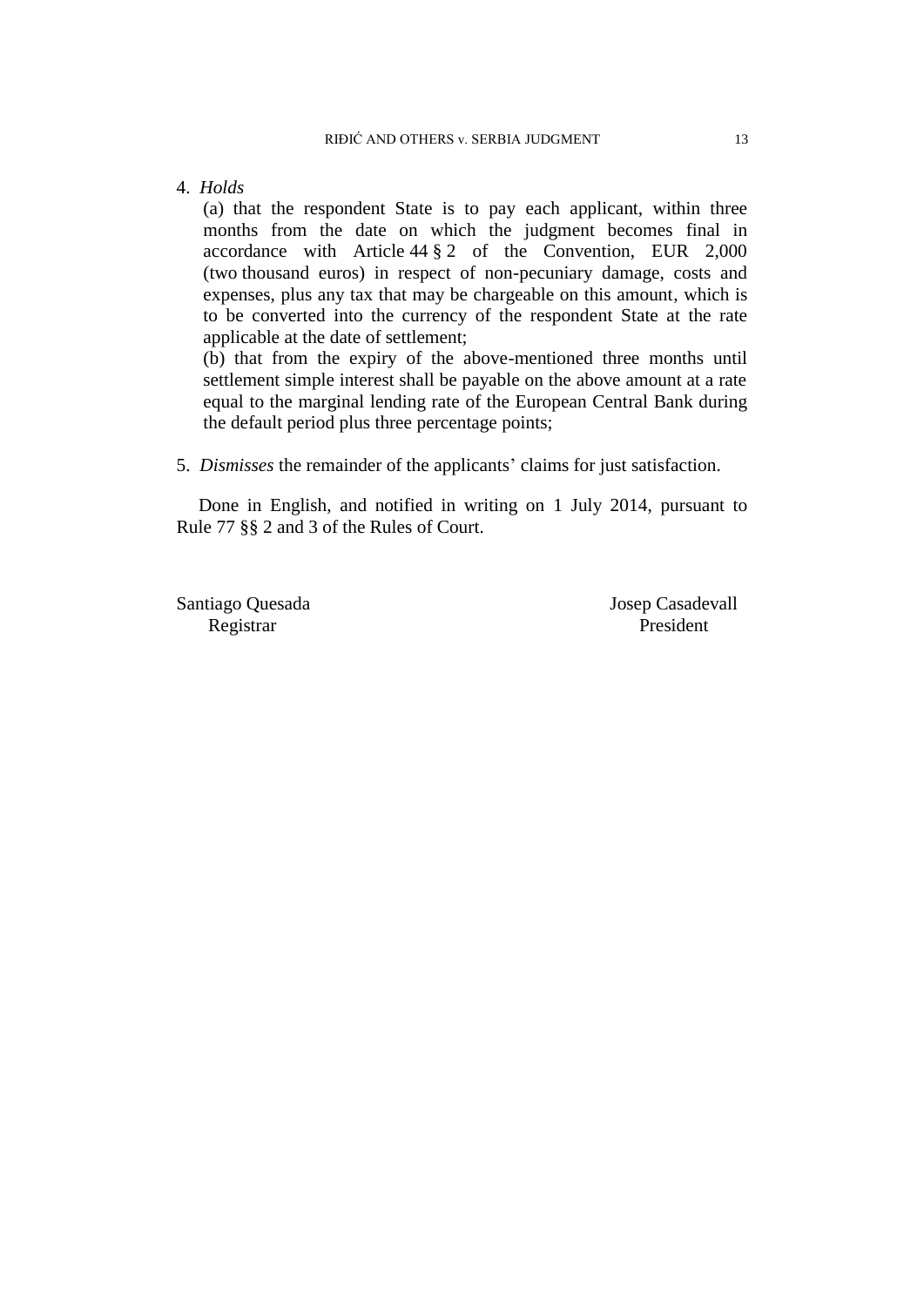4. *Holds*

(a) that the respondent State is to pay each applicant, within three months from the date on which the judgment becomes final in accordance with Article 44 § 2 of the Convention, EUR 2,000 (two thousand euros) in respect of non-pecuniary damage, costs and expenses, plus any tax that may be chargeable on this amount, which is to be converted into the currency of the respondent State at the rate applicable at the date of settlement;

(b) that from the expiry of the above-mentioned three months until settlement simple interest shall be payable on the above amount at a rate equal to the marginal lending rate of the European Central Bank during the default period plus three percentage points;

5. *Dismisses* the remainder of the applicants' claims for just satisfaction.

Done in English, and notified in writing on 1 July 2014, pursuant to Rule 77 §§ 2 and 3 of the Rules of Court.

Santiago Quesada
Registrar

Josep Casadevall
President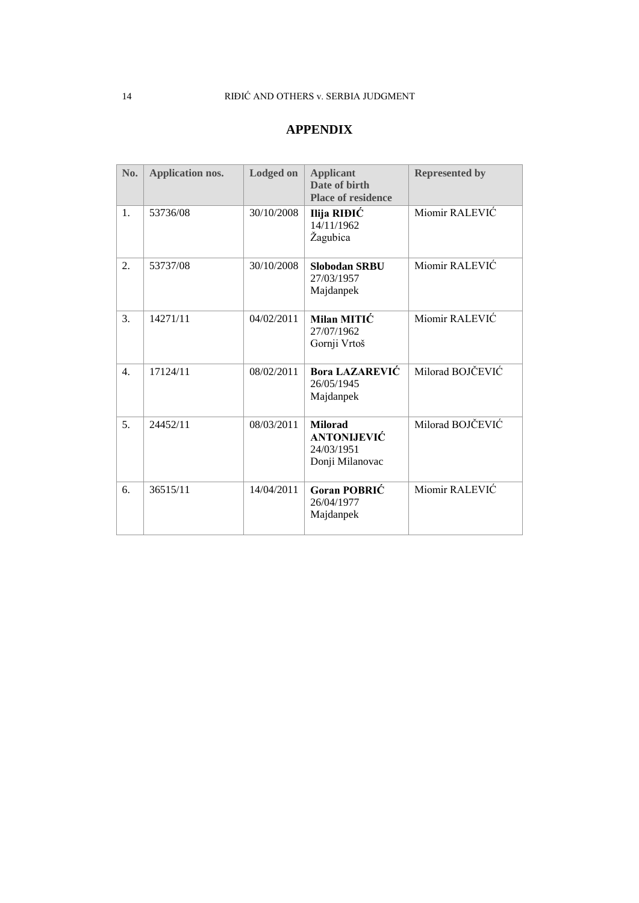# APPENDIX

| No. | Application nos. | Lodged on | Applicant<br>Date of birth<br>Place of residence | Represented by |
|---|---|---|---|---|
| 1. | 53736/08 | 30/10/2008 | **Ilija RIĐIĆ**<br>14/11/1962<br>Žagubica | Miomir RALEVIĆ |
| 2. | 53737/08 | 30/10/2008 | **Slobodan SRBU**<br>27/03/1957<br>Majdanpek | Miomir RALEVIĆ |
| 3. | 14271/11 | 04/02/2011 | **Milan MITIĆ**<br>27/07/1962<br>Gornji Vrtoš | Miomir RALEVIĆ |
| 4. | 17124/11 | 08/02/2011 | **Bora LAZAREVIĆ**<br>26/05/1945<br>Majdanpek | Milorad BOJČEVIĆ |
| 5. | 24452/11 | 08/03/2011 | **Milorad ANTONIJEVIĆ**<br>24/03/1951<br>Donji Milanovac | Milorad BOJČEVIĆ |
| 6. | 36515/11 | 14/04/2011 | **Goran POBRIĆ**<br>26/04/1977<br>Majdanpek | Miomir RALEVIĆ |